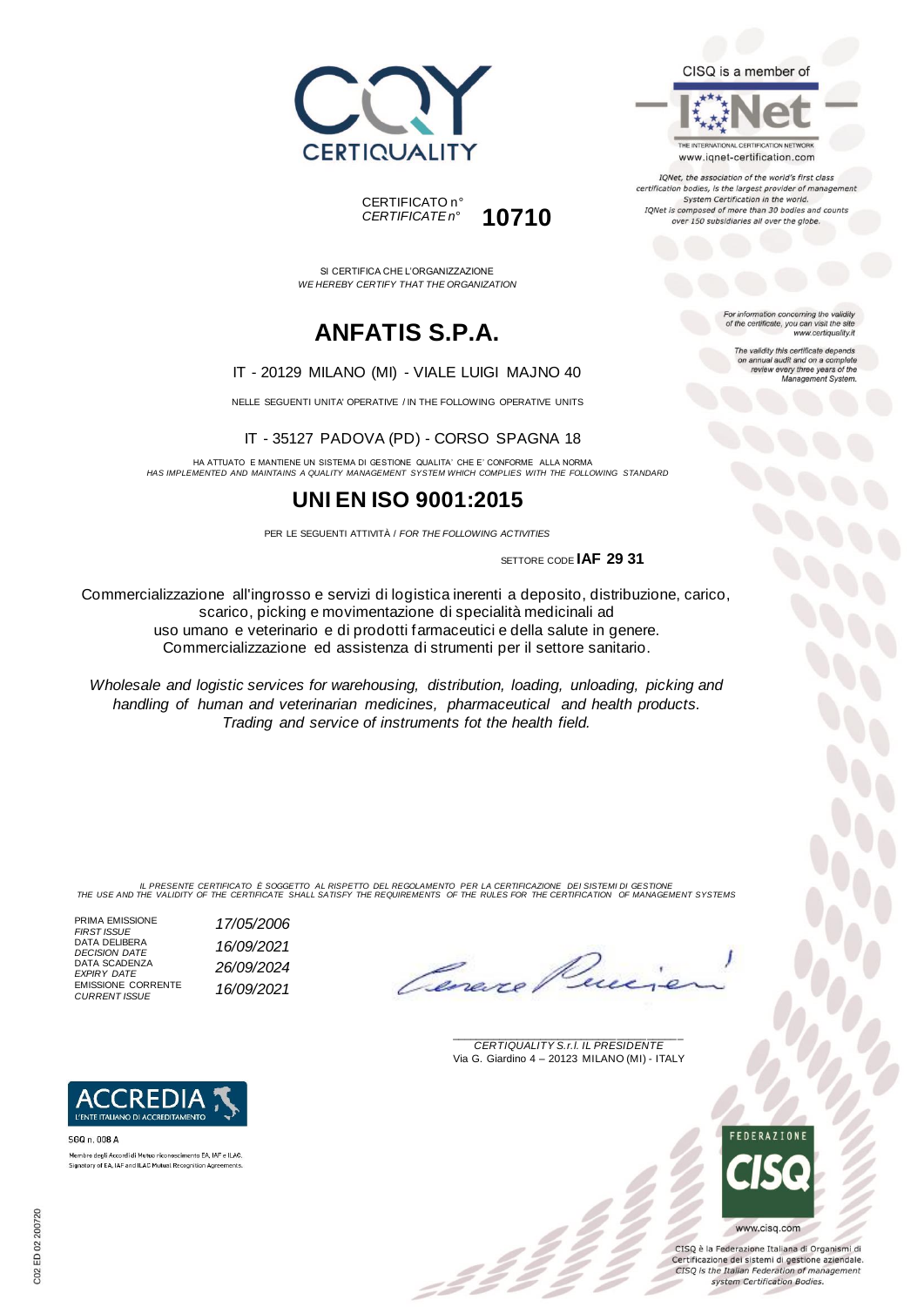CERTIQUALITY

CISQ is a member of

IQNet — THE INTERNATIONAL CERTIFICATION NETWORK
www.iqnet-certification.com

*IQNet, the association of the world's first class certification bodies, is the largest provider of management System Certification in the world. IQNet is composed of more than 30 bodies and counts over 150 subsidiaries all over the globe.*

CERTIFICATO n°
*CERTIFICATE n°* **10710**

*For information concerning the validity of the certificate, you can visit the site www.certiquality.it*

*The validity this certificate depends on annual audit and on a complete review every three years of the Management System.*

SI CERTIFICA CHE L'ORGANIZZAZIONE
*WE HEREBY CERTIFY THAT THE ORGANIZATION*

# ANFATIS S.P.A.

IT - 20129 MILANO (MI) - VIALE LUIGI MAJNO 40

NELLE SEGUENTI UNITA' OPERATIVE / IN THE FOLLOWING OPERATIVE UNITS

IT - 35127 PADOVA (PD) - CORSO SPAGNA 18

HA ATTUATO E MANTIENE UN SISTEMA DI GESTIONE QUALITA' CHE E' CONFORME ALLA NORMA
*HAS IMPLEMENTED AND MAINTAINS A QUALITY MANAGEMENT SYSTEM WHICH COMPLIES WITH THE FOLLOWING STANDARD*

# UNI EN ISO 9001:2015

PER LE SEGUENTI ATTIVITÀ / *FOR THE FOLLOWING ACTIVITIES*

SETTORE CODE **IAF 29 31**

Commercializzazione all'ingrosso e servizi di logistica inerenti a deposito, distribuzione, carico, scarico, picking e movimentazione di specialità medicinali ad uso umano e veterinario e di prodotti farmaceutici e della salute in genere. Commercializzazione ed assistenza di strumenti per il settore sanitario.

*Wholesale and logistic services for warehousing, distribution, loading, unloading, picking and handling of human and veterinarian medicines, pharmaceutical and health products. Trading and service of instruments fot the health field.*

*IL PRESENTE CERTIFICATO È SOGGETTO AL RISPETTO DEL REGOLAMENTO PER LA CERTIFICAZIONE DEI SISTEMI DI GESTIONE*
*THE USE AND THE VALIDITY OF THE CERTIFICATE SHALL SATISFY THE REQUIREMENTS OF THE RULES FOR THE CERTIFICATION OF MANAGEMENT SYSTEMS*

| | |
|---|---|
| PRIMA EMISSIONE *FIRST ISSUE* | *17/05/2006* |
| DATA DELIBERA *DECISION DATE* | *16/09/2021* |
| DATA SCADENZA *EXPIRY DATE* | *26/09/2024* |
| EMISSIONE CORRENTE *CURRENT ISSUE* | *16/09/2021* |

*CERTIQUALITY S.r.l. IL PRESIDENTE*
Via G. Giardino 4 – 20123 MILANO (MI) - ITALY

ACCREDIA — L'ENTE ITALIANO DI ACCREDITAMENTO
SGQ n. 008 A
Membro degli Accordi di Mutuo riconoscimento EA, IAF e ILAC.
Signatory of EA, IAF and ILAC Mutual Recognition Agreements.

FEDERAZIONE CISQ
www.cisq.com

CISQ è la Federazione Italiana di Organismi di Certificazione dei sistemi di gestione aziendale.
*CISQ is the Italian Federation of management system Certification Bodies.*

C02 ED 02 200720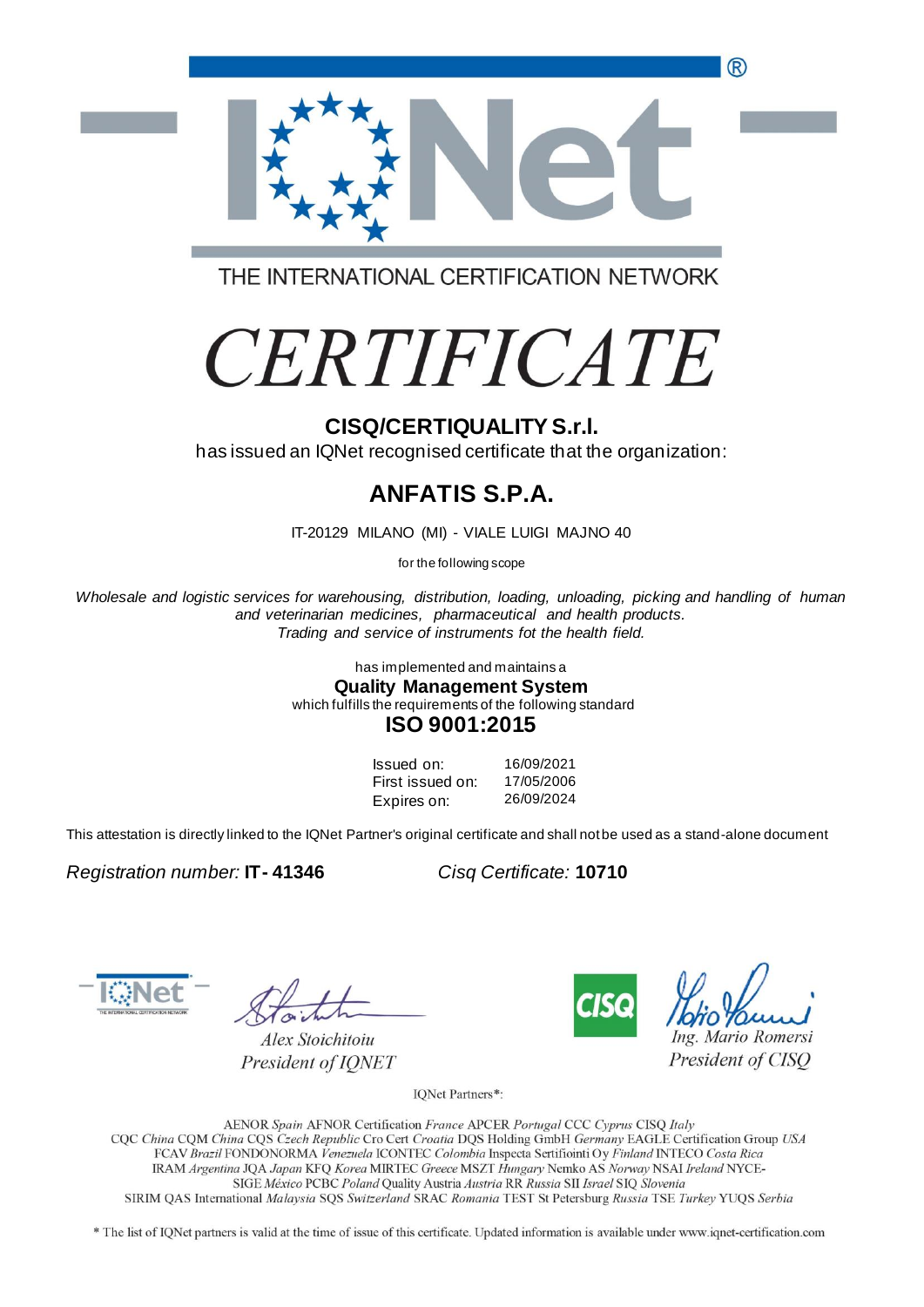THE INTERNATIONAL CERTIFICATION NETWORK

# CERTIFICATE

**CISQ/CERTIQUALITY S.r.l.**

has issued an IQNet recognised certificate that the organization:

## ANFATIS S.P.A.

IT-20129 MILANO (MI) - VIALE LUIGI MAJNO 40

for the following scope

*Wholesale and logistic services for warehousing, distribution, loading, unloading, picking and handling of human and veterinarian medicines, pharmaceutical and health products.*
*Trading and service of instruments fot the health field.*

has implemented and maintains a

**Quality Management System**

which fulfills the requirements of the following standard

**ISO 9001:2015**

| | |
|---|---|
| Issued on: | 16/09/2021 |
| First issued on: | 17/05/2006 |
| Expires on: | 26/09/2024 |

This attestation is directly linked to the IQNet Partner's original certificate and shall not be used as a stand-alone document

*Registration number:* **IT - 41346** *Cisq Certificate:* **10710**

*Alex Stoichitoiu*
*President of IQNET*

*Ing. Mario Romersi*
*President of CISQ*

IQNet Partners*:

AENOR *Spain* AFNOR Certification *France* APCER *Portugal* CCC *Cyprus* CISQ *Italy*
CQC *China* CQM *China* CQS *Czech Republic* Cro Cert *Croatia* DQS Holding GmbH *Germany* EAGLE Certification Group *USA*
FCAV *Brazil* FONDONORMA *Venezuela* ICONTEC *Colombia* Inspecta Sertifiointi Oy *Finland* INTECO *Costa Rica*
IRAM *Argentina* JQA *Japan* KFQ *Korea* MIRTEC *Greece* MSZT *Hungary* Nemko AS *Norway* NSAI *Ireland* NYCE-SIGE *México* PCBC *Poland* Quality Austria *Austria* RR *Russia* SII *Israel* SIQ *Slovenia*
SIRIM QAS International *Malaysia* SQS *Switzerland* SRAC *Romania* TEST St Petersburg *Russia* TSE *Turkey* YUQS *Serbia*

\* The list of IQNet partners is valid at the time of issue of this certificate. Updated information is available under www.iqnet-certification.com